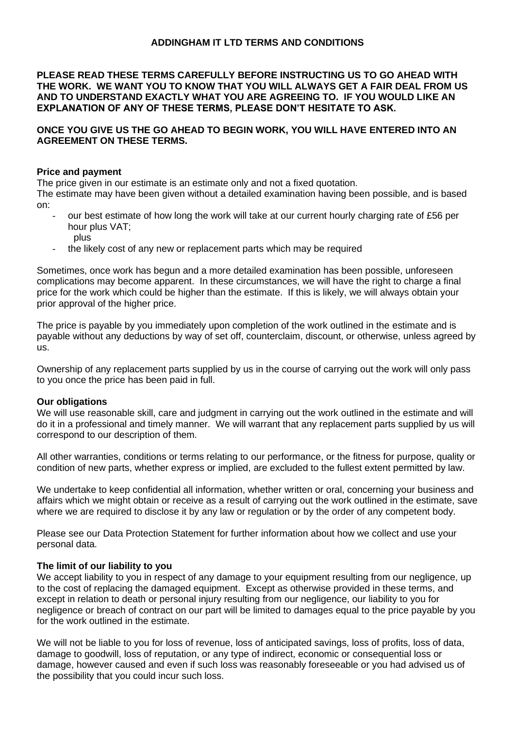# ADDINGHAM IT LTD TERMS AND CONDITIONS

**PLEASE READ THESE TERMS CAREFULLY BEFORE INSTRUCTING US TO GO AHEAD WITH THE WORK. WE WANT YOU TO KNOW THAT YOU WILL ALWAYS GET A FAIR DEAL FROM US AND TO UNDERSTAND EXACTLY WHAT YOU ARE AGREEING TO. IF YOU WOULD LIKE AN EXPLANATION OF ANY OF THESE TERMS, PLEASE DON'T HESITATE TO ASK.**

**ONCE YOU GIVE US THE GO AHEAD TO BEGIN WORK, YOU WILL HAVE ENTERED INTO AN AGREEMENT ON THESE TERMS.**

## Price and payment

The price given in our estimate is an estimate only and not a fixed quotation.

The estimate may have been given without a detailed examination having been possible, and is based on:

- our best estimate of how long the work will take at our current hourly charging rate of £56 per hour plus VAT;
  plus
- the likely cost of any new or replacement parts which may be required

Sometimes, once work has begun and a more detailed examination has been possible, unforeseen complications may become apparent. In these circumstances, we will have the right to charge a final price for the work which could be higher than the estimate. If this is likely, we will always obtain your prior approval of the higher price.

The price is payable by you immediately upon completion of the work outlined in the estimate and is payable without any deductions by way of set off, counterclaim, discount, or otherwise, unless agreed by us.

Ownership of any replacement parts supplied by us in the course of carrying out the work will only pass to you once the price has been paid in full.

## Our obligations

We will use reasonable skill, care and judgment in carrying out the work outlined in the estimate and will do it in a professional and timely manner. We will warrant that any replacement parts supplied by us will correspond to our description of them.

All other warranties, conditions or terms relating to our performance, or the fitness for purpose, quality or condition of new parts, whether express or implied, are excluded to the fullest extent permitted by law.

We undertake to keep confidential all information, whether written or oral, concerning your business and affairs which we might obtain or receive as a result of carrying out the work outlined in the estimate, save where we are required to disclose it by any law or regulation or by the order of any competent body.

Please see our Data Protection Statement for further information about how we collect and use your personal data.

## The limit of our liability to you

We accept liability to you in respect of any damage to your equipment resulting from our negligence, up to the cost of replacing the damaged equipment. Except as otherwise provided in these terms, and except in relation to death or personal injury resulting from our negligence, our liability to you for negligence or breach of contract on our part will be limited to damages equal to the price payable by you for the work outlined in the estimate.

We will not be liable to you for loss of revenue, loss of anticipated savings, loss of profits, loss of data, damage to goodwill, loss of reputation, or any type of indirect, economic or consequential loss or damage, however caused and even if such loss was reasonably foreseeable or you had advised us of the possibility that you could incur such loss.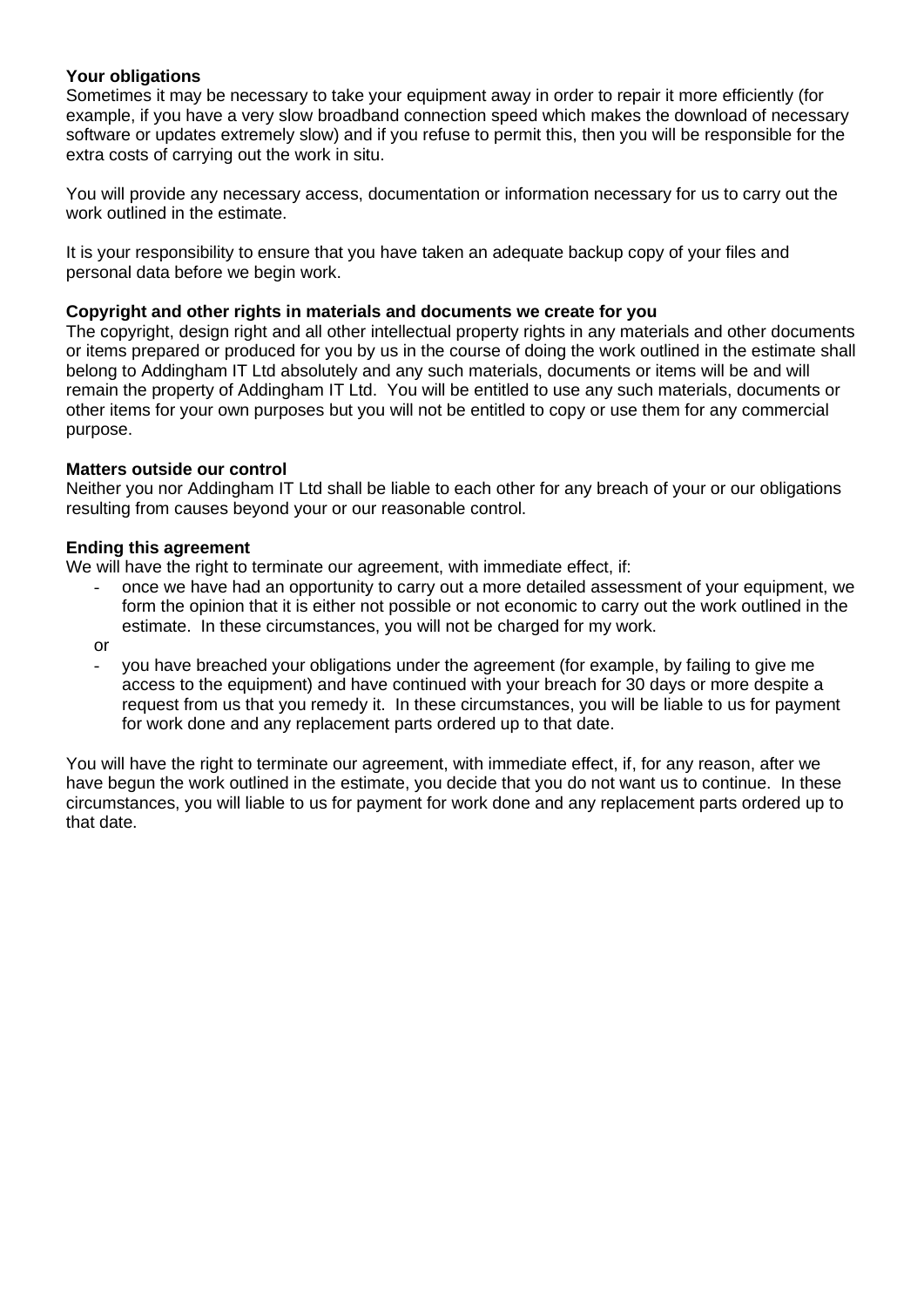**Your obligations**

Sometimes it may be necessary to take your equipment away in order to repair it more efficiently (for example, if you have a very slow broadband connection speed which makes the download of necessary software or updates extremely slow) and if you refuse to permit this, then you will be responsible for the extra costs of carrying out the work in situ.

You will provide any necessary access, documentation or information necessary for us to carry out the work outlined in the estimate.

It is your responsibility to ensure that you have taken an adequate backup copy of your files and personal data before we begin work.

**Copyright and other rights in materials and documents we create for you**

The copyright, design right and all other intellectual property rights in any materials and other documents or items prepared or produced for you by us in the course of doing the work outlined in the estimate shall belong to Addingham IT Ltd absolutely and any such materials, documents or items will be and will remain the property of Addingham IT Ltd. You will be entitled to use any such materials, documents or other items for your own purposes but you will not be entitled to copy or use them for any commercial purpose.

**Matters outside our control**

Neither you nor Addingham IT Ltd shall be liable to each other for any breach of your or our obligations resulting from causes beyond your or our reasonable control.

**Ending this agreement**

We will have the right to terminate our agreement, with immediate effect, if:

- once we have had an opportunity to carry out a more detailed assessment of your equipment, we form the opinion that it is either not possible or not economic to carry out the work outlined in the estimate. In these circumstances, you will not be charged for my work.

or

- you have breached your obligations under the agreement (for example, by failing to give me access to the equipment) and have continued with your breach for 30 days or more despite a request from us that you remedy it. In these circumstances, you will be liable to us for payment for work done and any replacement parts ordered up to that date.

You will have the right to terminate our agreement, with immediate effect, if, for any reason, after we have begun the work outlined in the estimate, you decide that you do not want us to continue. In these circumstances, you will liable to us for payment for work done and any replacement parts ordered up to that date.